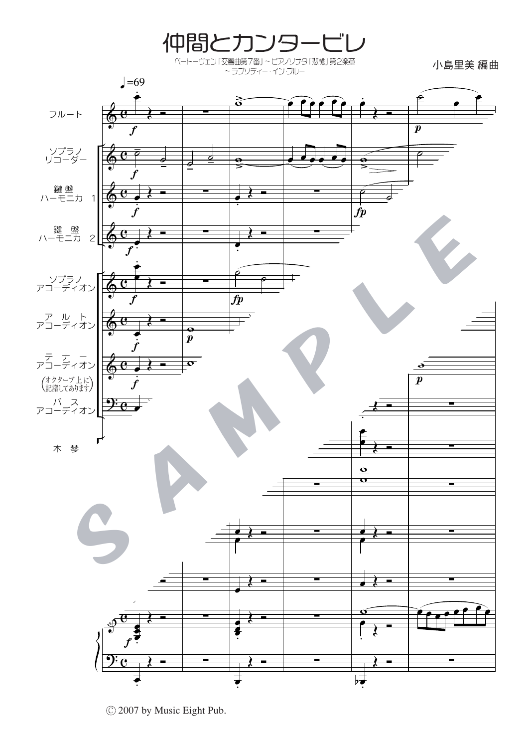# 仲間とカンタービレ

ベートーヴェン「交響曲第7番」～ピアノソナタ「悲愴」第2楽章
～ラプソディー・イン・ブルー

小島里美 編曲

♩=69

フルート

ソプラノ
リコーダー

鍵盤
ハーモニカ 1

鍵盤
ハーモニカ 2

ソプラノ
アコーディオン

アルト
アコーディオン

テナー
アコーディオン
(オクターブ上に記譜してあります)

バス
アコーディオン

木琴

Ⓒ 2007 by Music Eight Pub.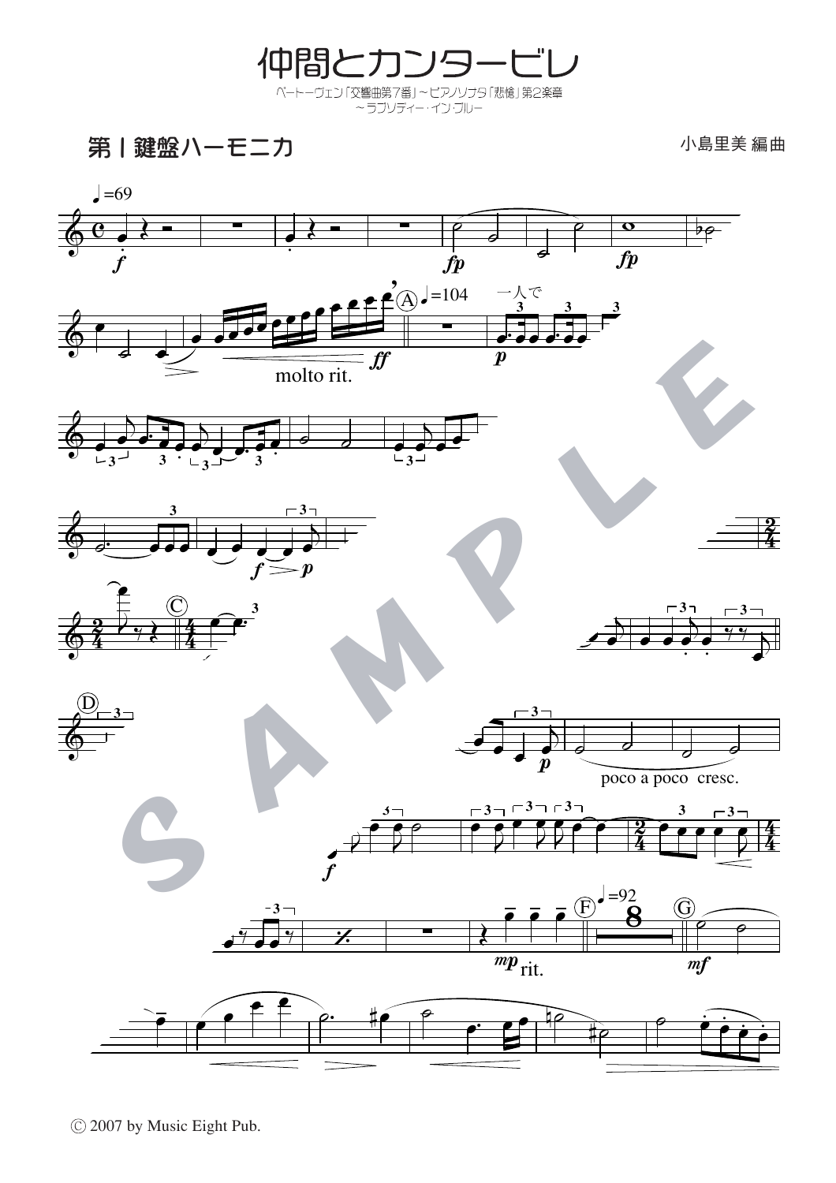# 仲間とカンタービレ

ベートーヴェン「交響曲第7番」～ピアノソナタ「悲愴」第2楽章
～ラプソディー・イン・ブルー

## 第Ⅰ鍵盤ハーモニカ

小島里美 編曲

Ⓒ 2007 by Music Eight Pub.